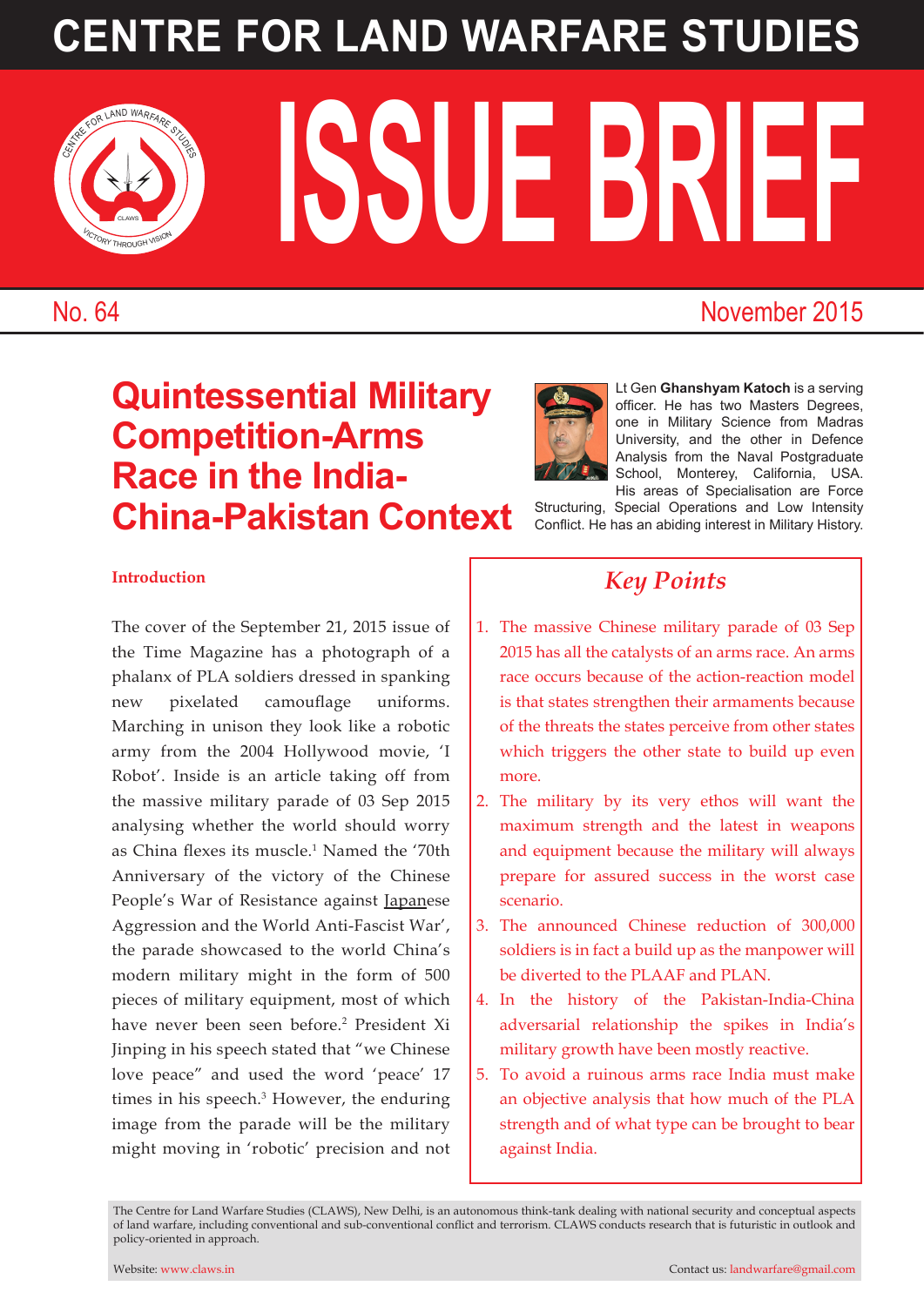# CENTRE FOR LAND WARFARE STUDIES

# ISSUE BRIEF

No. 64 November 2015

## Quintessential Military Competition-Arms Race in the India-China-Pakistan Context

Lt Gen **Ghanshyam Katoch** is a serving officer. He has two Masters Degrees, one in Military Science from Madras University, and the other in Defence Analysis from the Naval Postgraduate School, Monterey, California, USA. His areas of Specialisation are Force Structuring, Special Operations and Low Intensity Conflict. He has an abiding interest in Military History.

### Introduction

The cover of the September 21, 2015 issue of the Time Magazine has a photograph of a phalanx of PLA soldiers dressed in spanking new pixelated camouflage uniforms. Marching in unison they look like a robotic army from the 2004 Hollywood movie, 'I Robot'. Inside is an article taking off from the massive military parade of 03 Sep 2015 analysing whether the world should worry as China flexes its muscle.[1] Named the '70th Anniversary of the victory of the Chinese People's War of Resistance against Japanese Aggression and the World Anti-Fascist War', the parade showcased to the world China's modern military might in the form of 500 pieces of military equipment, most of which have never been seen before.[2] President Xi Jinping in his speech stated that "we Chinese love peace" and used the word 'peace' 17 times in his speech.[3] However, the enduring image from the parade will be the military might moving in 'robotic' precision and not

### *Key Points*

1. The massive Chinese military parade of 03 Sep 2015 has all the catalysts of an arms race. An arms race occurs because of the action-reaction model is that states strengthen their armaments because of the threats the states perceive from other states which triggers the other state to build up even more.
2. The military by its very ethos will want the maximum strength and the latest in weapons and equipment because the military will always prepare for assured success in the worst case scenario.
3. The announced Chinese reduction of 300,000 soldiers is in fact a build up as the manpower will be diverted to the PLAAF and PLAN.
4. In the history of the Pakistan-India-China adversarial relationship the spikes in India's military growth have been mostly reactive.
5. To avoid a ruinous arms race India must make an objective analysis that how much of the PLA strength and of what type can be brought to bear against India.

The Centre for Land Warfare Studies (CLAWS), New Delhi, is an autonomous think-tank dealing with national security and conceptual aspects of land warfare, including conventional and sub-conventional conflict and terrorism. CLAWS conducts research that is futuristic in outlook and policy-oriented in approach.

Website: www.claws.in Contact us: landwarfare@gmail.com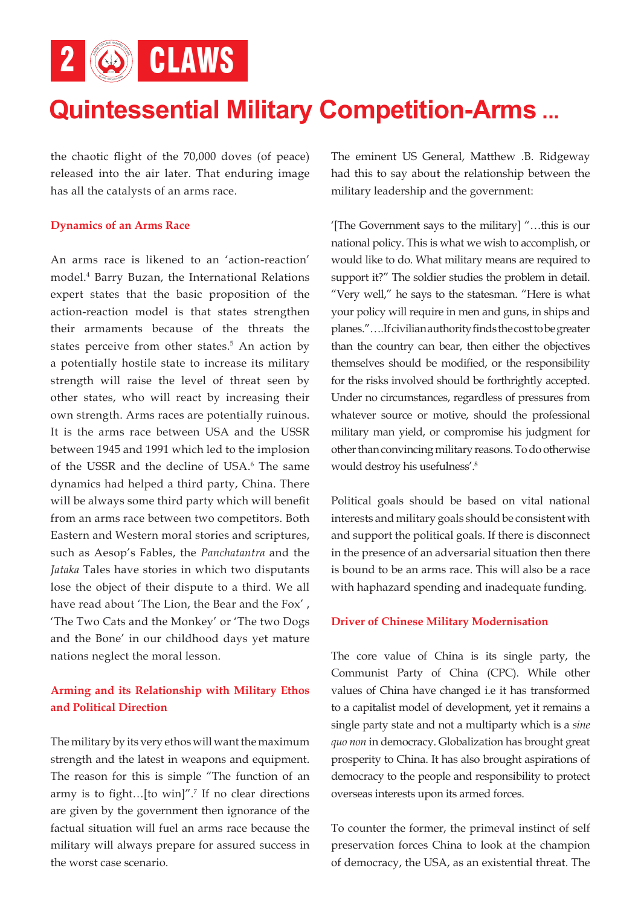the chaotic flight of the 70,000 doves (of peace) released into the air later. That enduring image has all the catalysts of an arms race.

### Dynamics of an Arms Race

An arms race is likened to an 'action-reaction' model.[4] Barry Buzan, the International Relations expert states that the basic proposition of the action-reaction model is that states strengthen their armaments because of the threats the states perceive from other states.[5] An action by a potentially hostile state to increase its military strength will raise the level of threat seen by other states, who will react by increasing their own strength. Arms races are potentially ruinous. It is the arms race between USA and the USSR between 1945 and 1991 which led to the implosion of the USSR and the decline of USA.[6] The same dynamics had helped a third party, China. There will be always some third party which will benefit from an arms race between two competitors. Both Eastern and Western moral stories and scriptures, such as Aesop's Fables, the *Panchatantra* and the *Jataka* Tales have stories in which two disputants lose the object of their dispute to a third. We all have read about 'The Lion, the Bear and the Fox' , 'The Two Cats and the Monkey' or 'The two Dogs and the Bone' in our childhood days yet mature nations neglect the moral lesson.

### Arming and its Relationship with Military Ethos and Political Direction

The military by its very ethos will want the maximum strength and the latest in weapons and equipment. The reason for this is simple "The function of an army is to fight…[to win]".[7] If no clear directions are given by the government then ignorance of the factual situation will fuel an arms race because the military will always prepare for assured success in the worst case scenario.

The eminent US General, Matthew .B. Ridgeway had this to say about the relationship between the military leadership and the government:

'[The Government says to the military] "…this is our national policy. This is what we wish to accomplish, or would like to do. What military means are required to support it?" The soldier studies the problem in detail. "Very well," he says to the statesman. "Here is what your policy will require in men and guns, in ships and planes."….If civilian authority finds the cost to be greater than the country can bear, then either the objectives themselves should be modified, or the responsibility for the risks involved should be forthrightly accepted. Under no circumstances, regardless of pressures from whatever source or motive, should the professional military man yield, or compromise his judgment for other than convincing military reasons. To do otherwise would destroy his usefulness'.[8]

Political goals should be based on vital national interests and military goals should be consistent with and support the political goals. If there is disconnect in the presence of an adversarial situation then there is bound to be an arms race. This will also be a race with haphazard spending and inadequate funding.

### Driver of Chinese Military Modernisation

The core value of China is its single party, the Communist Party of China (CPC). While other values of China have changed i.e it has transformed to a capitalist model of development, yet it remains a single party state and not a multiparty which is a *sine quo non* in democracy. Globalization has brought great prosperity to China. It has also brought aspirations of democracy to the people and responsibility to protect overseas interests upon its armed forces.

To counter the former, the primeval instinct of self preservation forces China to look at the champion of democracy, the USA, as an existential threat. The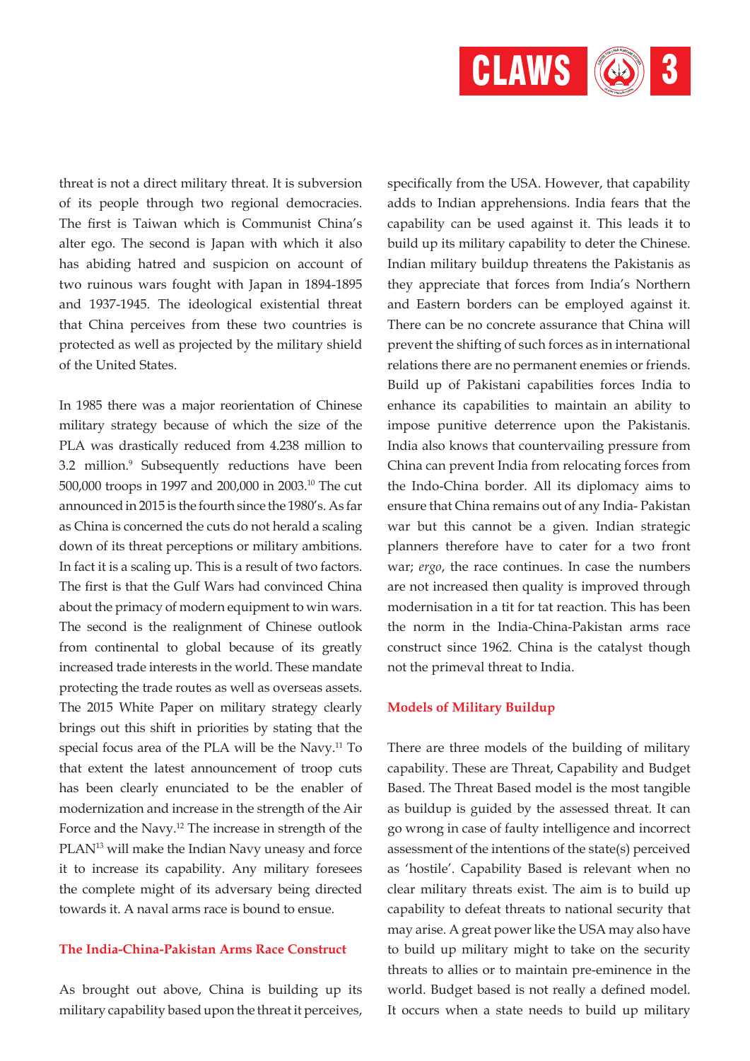threat is not a direct military threat. It is subversion of its people through two regional democracies. The first is Taiwan which is Communist China's alter ego. The second is Japan with which it also has abiding hatred and suspicion on account of two ruinous wars fought with Japan in 1894-1895 and 1937-1945. The ideological existential threat that China perceives from these two countries is protected as well as projected by the military shield of the United States.

In 1985 there was a major reorientation of Chinese military strategy because of which the size of the PLA was drastically reduced from 4.238 million to 3.2 million.[9] Subsequently reductions have been 500,000 troops in 1997 and 200,000 in 2003.[10] The cut announced in 2015 is the fourth since the 1980's. As far as China is concerned the cuts do not herald a scaling down of its threat perceptions or military ambitions. In fact it is a scaling up. This is a result of two factors. The first is that the Gulf Wars had convinced China about the primacy of modern equipment to win wars. The second is the realignment of Chinese outlook from continental to global because of its greatly increased trade interests in the world. These mandate protecting the trade routes as well as overseas assets. The 2015 White Paper on military strategy clearly brings out this shift in priorities by stating that the special focus area of the PLA will be the Navy.[11] To that extent the latest announcement of troop cuts has been clearly enunciated to be the enabler of modernization and increase in the strength of the Air Force and the Navy.[12] The increase in strength of the PLAN[13] will make the Indian Navy uneasy and force it to increase its capability. Any military foresees the complete might of its adversary being directed towards it. A naval arms race is bound to ensue.

## The India-China-Pakistan Arms Race Construct

As brought out above, China is building up its military capability based upon the threat it perceives, specifically from the USA. However, that capability adds to Indian apprehensions. India fears that the capability can be used against it. This leads it to build up its military capability to deter the Chinese. Indian military buildup threatens the Pakistanis as they appreciate that forces from India's Northern and Eastern borders can be employed against it. There can be no concrete assurance that China will prevent the shifting of such forces as in international relations there are no permanent enemies or friends. Build up of Pakistani capabilities forces India to enhance its capabilities to maintain an ability to impose punitive deterrence upon the Pakistanis. India also knows that countervailing pressure from China can prevent India from relocating forces from the Indo-China border. All its diplomacy aims to ensure that China remains out of any India- Pakistan war but this cannot be a given. Indian strategic planners therefore have to cater for a two front war; *ergo*, the race continues. In case the numbers are not increased then quality is improved through modernisation in a tit for tat reaction. This has been the norm in the India-China-Pakistan arms race construct since 1962. China is the catalyst though not the primeval threat to India.

## Models of Military Buildup

There are three models of the building of military capability. These are Threat, Capability and Budget Based. The Threat Based model is the most tangible as buildup is guided by the assessed threat. It can go wrong in case of faulty intelligence and incorrect assessment of the intentions of the state(s) perceived as 'hostile'. Capability Based is relevant when no clear military threats exist. The aim is to build up capability to defeat threats to national security that may arise. A great power like the USA may also have to build up military might to take on the security threats to allies or to maintain pre-eminence in the world. Budget based is not really a defined model. It occurs when a state needs to build up military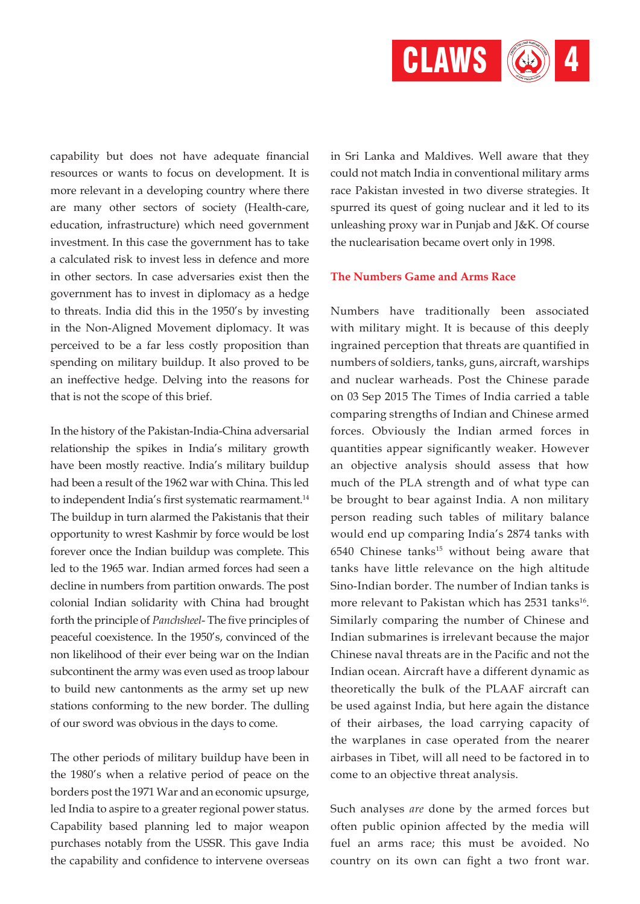capability but does not have adequate financial resources or wants to focus on development. It is more relevant in a developing country where there are many other sectors of society (Health-care, education, infrastructure) which need government investment. In this case the government has to take a calculated risk to invest less in defence and more in other sectors. In case adversaries exist then the government has to invest in diplomacy as a hedge to threats. India did this in the 1950's by investing in the Non-Aligned Movement diplomacy. It was perceived to be a far less costly proposition than spending on military buildup. It also proved to be an ineffective hedge. Delving into the reasons for that is not the scope of this brief.

In the history of the Pakistan-India-China adversarial relationship the spikes in India's military growth have been mostly reactive. India's military buildup had been a result of the 1962 war with China. This led to independent India's first systematic rearmament.[14] The buildup in turn alarmed the Pakistanis that their opportunity to wrest Kashmir by force would be lost forever once the Indian buildup was complete. This led to the 1965 war. Indian armed forces had seen a decline in numbers from partition onwards. The post colonial Indian solidarity with China had brought forth the principle of *Panchsheel*- The five principles of peaceful coexistence. In the 1950's, convinced of the non likelihood of their ever being war on the Indian subcontinent the army was even used as troop labour to build new cantonments as the army set up new stations conforming to the new border. The dulling of our sword was obvious in the days to come.

The other periods of military buildup have been in the 1980's when a relative period of peace on the borders post the 1971 War and an economic upsurge, led India to aspire to a greater regional power status. Capability based planning led to major weapon purchases notably from the USSR. This gave India the capability and confidence to intervene overseas in Sri Lanka and Maldives. Well aware that they could not match India in conventional military arms race Pakistan invested in two diverse strategies. It spurred its quest of going nuclear and it led to its unleashing proxy war in Punjab and J&K. Of course the nuclearisation became overt only in 1998.

### The Numbers Game and Arms Race

Numbers have traditionally been associated with military might. It is because of this deeply ingrained perception that threats are quantified in numbers of soldiers, tanks, guns, aircraft, warships and nuclear warheads. Post the Chinese parade on 03 Sep 2015 The Times of India carried a table comparing strengths of Indian and Chinese armed forces. Obviously the Indian armed forces in quantities appear significantly weaker. However an objective analysis should assess that how much of the PLA strength and of what type can be brought to bear against India. A non military person reading such tables of military balance would end up comparing India's 2874 tanks with 6540 Chinese tanks[15] without being aware that tanks have little relevance on the high altitude Sino-Indian border. The number of Indian tanks is more relevant to Pakistan which has 2531 tanks[16]. Similarly comparing the number of Chinese and Indian submarines is irrelevant because the major Chinese naval threats are in the Pacific and not the Indian ocean. Aircraft have a different dynamic as theoretically the bulk of the PLAAF aircraft can be used against India, but here again the distance of their airbases, the load carrying capacity of the warplanes in case operated from the nearer airbases in Tibet, will all need to be factored in to come to an objective threat analysis.

Such analyses *are* done by the armed forces but often public opinion affected by the media will fuel an arms race; this must be avoided. No country on its own can fight a two front war.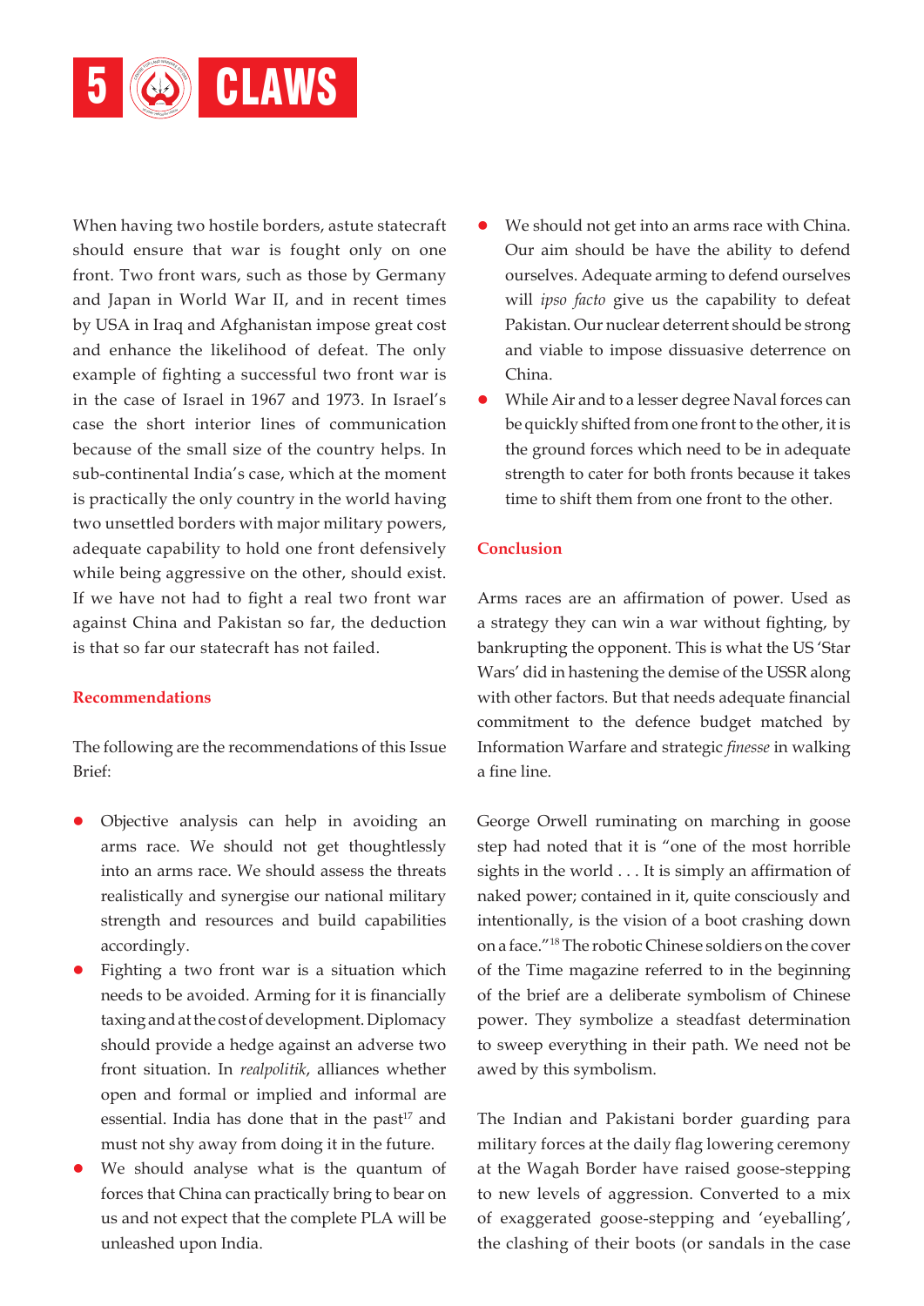When having two hostile borders, astute statecraft should ensure that war is fought only on one front. Two front wars, such as those by Germany and Japan in World War II, and in recent times by USA in Iraq and Afghanistan impose great cost and enhance the likelihood of defeat. The only example of fighting a successful two front war is in the case of Israel in 1967 and 1973. In Israel's case the short interior lines of communication because of the small size of the country helps. In sub-continental India's case, which at the moment is practically the only country in the world having two unsettled borders with major military powers, adequate capability to hold one front defensively while being aggressive on the other, should exist. If we have not had to fight a real two front war against China and Pakistan so far, the deduction is that so far our statecraft has not failed.

## Recommendations

The following are the recommendations of this Issue Brief:

- Objective analysis can help in avoiding an arms race. We should not get thoughtlessly into an arms race. We should assess the threats realistically and synergise our national military strength and resources and build capabilities accordingly.
- Fighting a two front war is a situation which needs to be avoided. Arming for it is financially taxing and at the cost of development. Diplomacy should provide a hedge against an adverse two front situation. In *realpolitik*, alliances whether open and formal or implied and informal are essential. India has done that in the past[17] and must not shy away from doing it in the future.
- We should analyse what is the quantum of forces that China can practically bring to bear on us and not expect that the complete PLA will be unleashed upon India.
- We should not get into an arms race with China. Our aim should be have the ability to defend ourselves. Adequate arming to defend ourselves will *ipso facto* give us the capability to defeat Pakistan. Our nuclear deterrent should be strong and viable to impose dissuasive deterrence on China.
- While Air and to a lesser degree Naval forces can be quickly shifted from one front to the other, it is the ground forces which need to be in adequate strength to cater for both fronts because it takes time to shift them from one front to the other.

## Conclusion

Arms races are an affirmation of power. Used as a strategy they can win a war without fighting, by bankrupting the opponent. This is what the US 'Star Wars' did in hastening the demise of the USSR along with other factors. But that needs adequate financial commitment to the defence budget matched by Information Warfare and strategic *finesse* in walking a fine line.

George Orwell ruminating on marching in goose step had noted that it is "one of the most horrible sights in the world . . . It is simply an affirmation of naked power; contained in it, quite consciously and intentionally, is the vision of a boot crashing down on a face."[18] The robotic Chinese soldiers on the cover of the Time magazine referred to in the beginning of the brief are a deliberate symbolism of Chinese power. They symbolize a steadfast determination to sweep everything in their path. We need not be awed by this symbolism.

The Indian and Pakistani border guarding para military forces at the daily flag lowering ceremony at the Wagah Border have raised goose-stepping to new levels of aggression. Converted to a mix of exaggerated goose-stepping and 'eyeballing', the clashing of their boots (or sandals in the case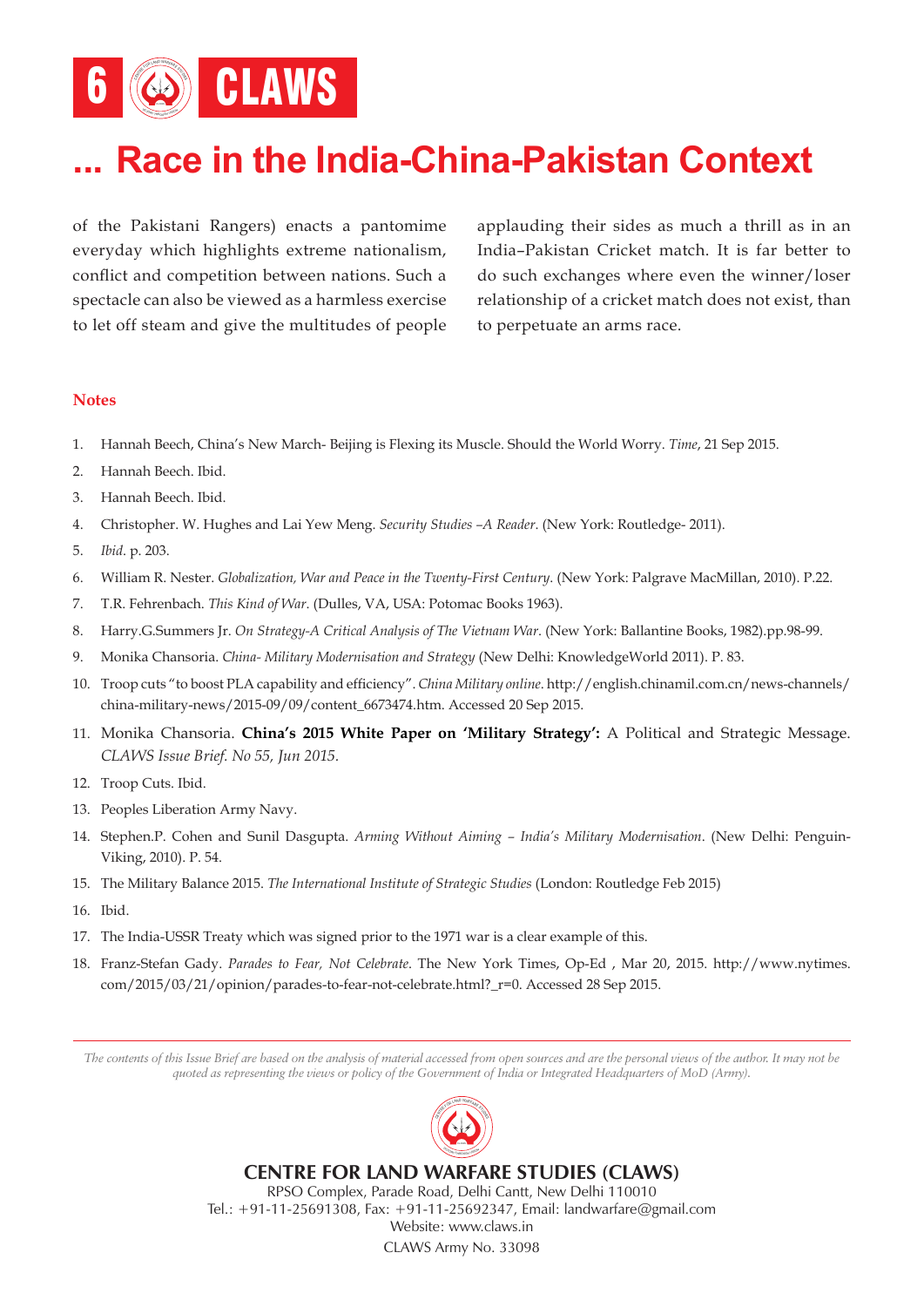of the Pakistani Rangers) enacts a pantomime everyday which highlights extreme nationalism, conflict and competition between nations. Such a spectacle can also be viewed as a harmless exercise to let off steam and give the multitudes of people applauding their sides as much a thrill as in an India–Pakistan Cricket match. It is far better to do such exchanges where even the winner/loser relationship of a cricket match does not exist, than to perpetuate an arms race.

**Notes**

1. Hannah Beech, China's New March- Beijing is Flexing its Muscle. Should the World Worry. *Time*, 21 Sep 2015.
2. Hannah Beech. Ibid.
3. Hannah Beech. Ibid.
4. Christopher. W. Hughes and Lai Yew Meng. *Security Studies –A Reader*. (New York: Routledge- 2011).
5. *Ibid*. p. 203.
6. William R. Nester. *Globalization, War and Peace in the Twenty-First Century*. (New York: Palgrave MacMillan, 2010). P.22.
7. T.R. Fehrenbach. *This Kind of War*. (Dulles, VA, USA: Potomac Books 1963).
8. Harry.G.Summers Jr. *On Strategy-A Critical Analysis of The Vietnam War*. (New York: Ballantine Books, 1982).pp.98-99.
9. Monika Chansoria. *China- Military Modernisation and Strategy* (New Delhi: KnowledgeWorld 2011). P. 83.
10. Troop cuts "to boost PLA capability and efficiency". *China Military online*. http://english.chinamil.com.cn/news-channels/china-military-news/2015-09/09/content_6673474.htm. Accessed 20 Sep 2015.
11. Monika Chansoria. **China's 2015 White Paper on 'Military Strategy':** A Political and Strategic Message. *CLAWS Issue Brief. No 55, Jun 2015*.
12. Troop Cuts. Ibid.
13. Peoples Liberation Army Navy.
14. Stephen.P. Cohen and Sunil Dasgupta. *Arming Without Aiming – India's Military Modernisation*. (New Delhi: Penguin-Viking, 2010). P. 54.
15. The Military Balance 2015. *The International Institute of Strategic Studies* (London: Routledge Feb 2015)
16. Ibid.
17. The India-USSR Treaty which was signed prior to the 1971 war is a clear example of this.
18. Franz-Stefan Gady. *Parades to Fear, Not Celebrate*. The New York Times, Op-Ed , Mar 20, 2015. http://www.nytimes.com/2015/03/21/opinion/parades-to-fear-not-celebrate.html?_r=0. Accessed 28 Sep 2015.

*The contents of this Issue Brief are based on the analysis of material accessed from open sources and are the personal views of the author. It may not be quoted as representing the views or policy of the Government of India or Integrated Headquarters of MoD (Army).*

**CENTRE FOR LAND WARFARE STUDIES (CLAWS)**
RPSO Complex, Parade Road, Delhi Cantt, New Delhi 110010
Tel.: +91-11-25691308, Fax: +91-11-25692347, Email: landwarfare@gmail.com
Website: www.claws.in
CLAWS Army No. 33098